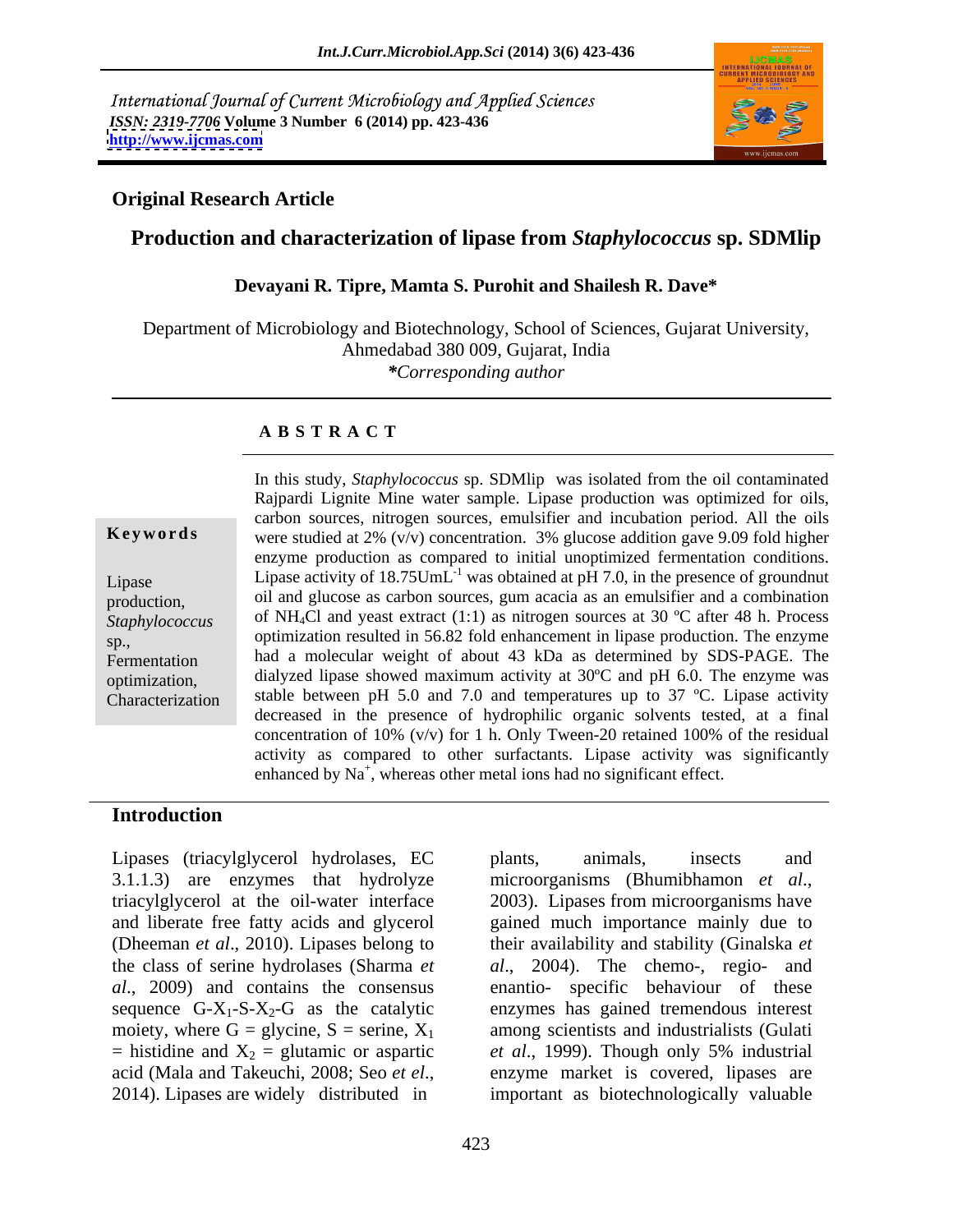International Journal of Current Microbiology and Applied Sciences
*ISSN: 2319-7706* **Volume 3 Number 6 (2014) pp. 423-436**
**http://www.ijcmas.com**

**Original Research Article**

# Production and characterization of lipase from *Staphylococcus* sp. SDMlip

**Devayani R. Tipre, Mamta S. Purohit and Shailesh R. Dave***

Department of Microbiology and Biotechnology, School of Sciences, Gujarat University, Ahmedabad 380 009, Gujarat, India
*\*Corresponding author*

## ABSTRACT

**Keywords**

Lipase production, *Staphylococcus* sp., Fermentation optimization, Characterization

In this study, *Staphylococcus* sp. SDMlip was isolated from the oil contaminated Rajpardi Lignite Mine water sample. Lipase production was optimized for oils, carbon sources, nitrogen sources, emulsifier and incubation period. All the oils were studied at 2% (v/v) concentration. 3% glucose addition gave 9.09 fold higher enzyme production as compared to initial unoptimized fermentation conditions. Lipase activity of 18.75U$mL^{-1}$ was obtained at pH 7.0, in the presence of groundnut oil and glucose as carbon sources, gum acacia as an emulsifier and a combination of $NH_4Cl$ and yeast extract (1:1) as nitrogen sources at 30 ºC after 48 h. Process optimization resulted in 56.82 fold enhancement in lipase production. The enzyme had a molecular weight of about 43 kDa as determined by SDS-PAGE. The dialyzed lipase showed maximum activity at 30ºC and pH 6.0. The enzyme was stable between pH 5.0 and 7.0 and temperatures up to 37 ºC. Lipase activity decreased in the presence of hydrophilic organic solvents tested, at a final concentration of 10% (v/v) for 1 h. Only Tween-20 retained 100% of the residual activity as compared to other surfactants. Lipase activity was significantly enhanced by $Na^+$, whereas other metal ions had no significant effect.

## Introduction

Lipases (triacylglycerol hydrolases, EC 3.1.1.3) are enzymes that hydrolyze triacylglycerol at the oil-water interface and liberate free fatty acids and glycerol (Dheeman *et al*., 2010). Lipases belong to the class of serine hydrolases (Sharma *et al*., 2009) and contains the consensus sequence G-$X_1$-S-$X_2$-G as the catalytic moiety, where G = glycine, S = serine, $X_1$ = histidine and $X_2$ = glutamic or aspartic acid (Mala and Takeuchi, 2008; Seo *et el*., 2014). Lipases are widely distributed in plants, animals, insects and microorganisms (Bhumibhamon *et al*., 2003). Lipases from microorganisms have gained much importance mainly due to their availability and stability (Ginalska *et al*., 2004). The chemo-, regio- and enantio- specific behaviour of these enzymes has gained tremendous interest among scientists and industrialists (Gulati *et al*., 1999). Though only 5% industrial enzyme market is covered, lipases are important as biotechnologically valuable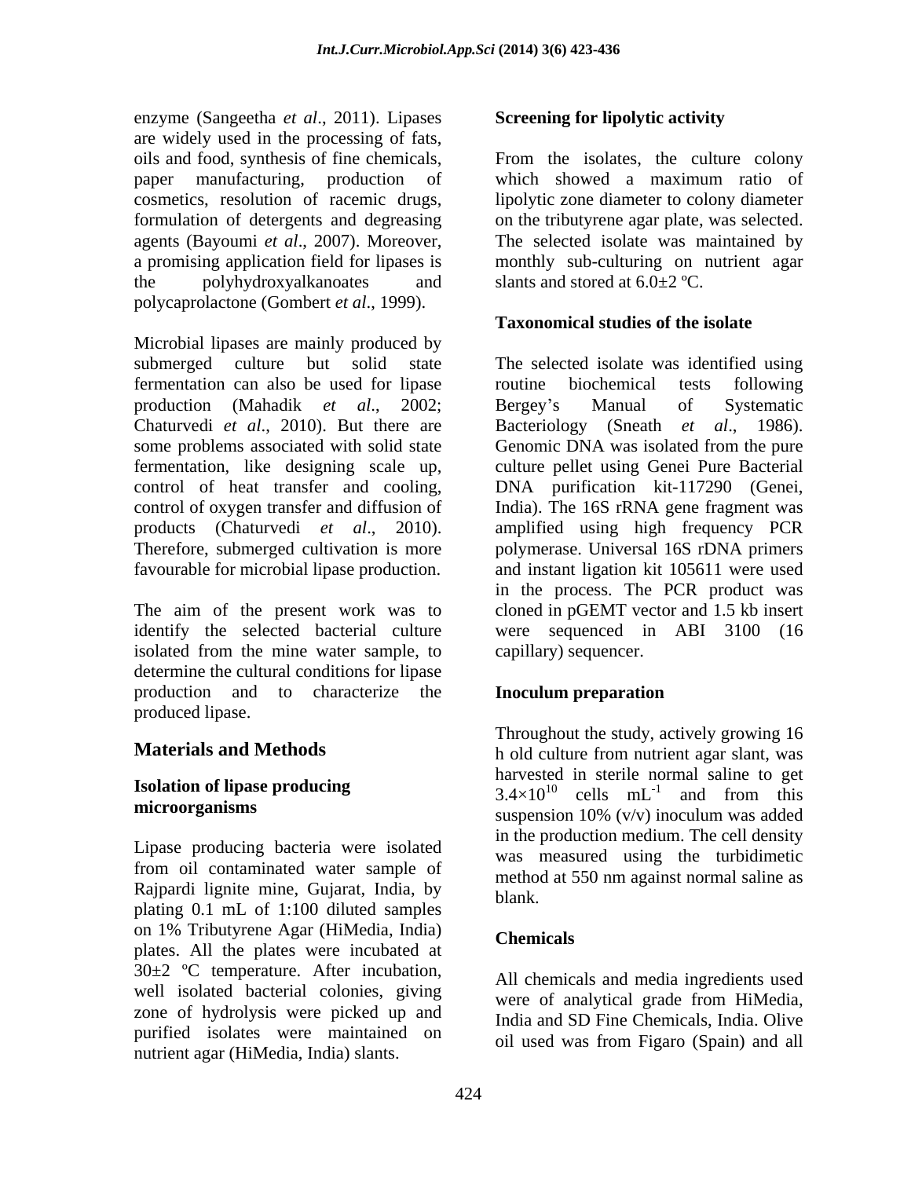enzyme (Sangeetha *et al*., 2011). Lipases are widely used in the processing of fats, oils and food, synthesis of fine chemicals, paper manufacturing, production of cosmetics, resolution of racemic drugs, formulation of detergents and degreasing agents (Bayoumi *et al*., 2007). Moreover, a promising application field for lipases is the polyhydroxyalkanoates and polycaprolactone (Gombert *et al*., 1999).

Microbial lipases are mainly produced by submerged culture but solid state fermentation can also be used for lipase production (Mahadik *et al*., 2002; Chaturvedi *et al*., 2010). But there are some problems associated with solid state fermentation, like designing scale up, control of heat transfer and cooling, control of oxygen transfer and diffusion of products (Chaturvedi *et al*., 2010). Therefore, submerged cultivation is more favourable for microbial lipase production.

The aim of the present work was to identify the selected bacterial culture isolated from the mine water sample, to determine the cultural conditions for lipase production and to characterize the produced lipase.

## Materials and Methods

### Isolation of lipase producing microorganisms

Lipase producing bacteria were isolated from oil contaminated water sample of Rajpardi lignite mine, Gujarat, India, by plating 0.1 mL of 1:100 diluted samples on 1% Tributyrene Agar (HiMedia, India) plates. All the plates were incubated at 30±2 ºC temperature. After incubation, well isolated bacterial colonies, giving zone of hydrolysis were picked up and purified isolates were maintained on nutrient agar (HiMedia, India) slants.

### Screening for lipolytic activity

From the isolates, the culture colony which showed a maximum ratio of lipolytic zone diameter to colony diameter on the tributyrene agar plate, was selected. The selected isolate was maintained by monthly sub-culturing on nutrient agar slants and stored at 6.0±2 ºC.

### Taxonomical studies of the isolate

The selected isolate was identified using routine biochemical tests following Bergey's Manual of Systematic Bacteriology (Sneath *et al*., 1986). Genomic DNA was isolated from the pure culture pellet using Genei Pure Bacterial DNA purification kit-117290 (Genei, India). The 16S rRNA gene fragment was amplified using high frequency PCR polymerase. Universal 16S rDNA primers and instant ligation kit 105611 were used in the process. The PCR product was cloned in pGEMT vector and 1.5 kb insert were sequenced in ABI 3100 (16 capillary) sequencer.

### Inoculum preparation

Throughout the study, actively growing 16 h old culture from nutrient agar slant, was harvested in sterile normal saline to get $3.4\times10^{10}$ cells $mL^{-1}$ and from this suspension 10% (v/v) inoculum was added in the production medium. The cell density was measured using the turbidimetic method at 550 nm against normal saline as blank.

### Chemicals

All chemicals and media ingredients used were of analytical grade from HiMedia, India and SD Fine Chemicals, India. Olive oil used was from Figaro (Spain) and all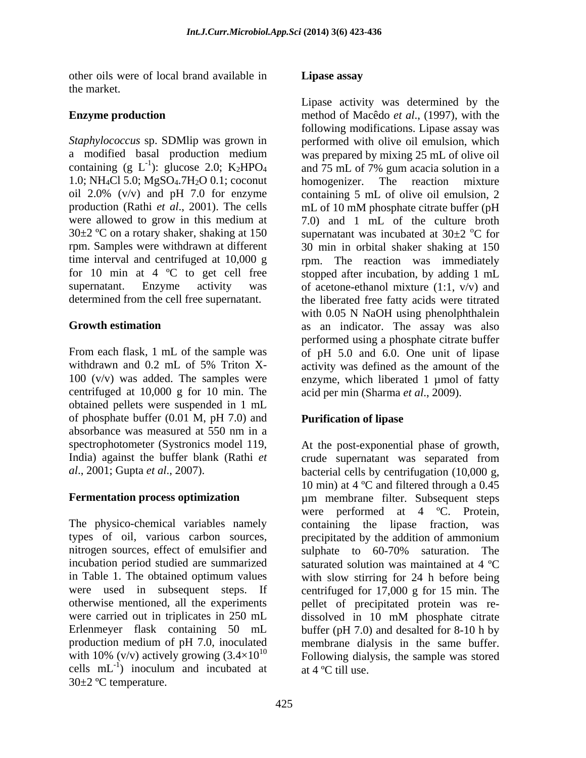other oils were of local brand available in the market.

## Enzyme production

*Staphylococcus* sp. SDMlip was grown in a modified basal production medium containing (g $L^{-1}$): glucose 2.0; $K_2HPO_4$ 1.0; $NH_4Cl$ 5.0; $MgSO_4.7H_2O$ 0.1; coconut oil 2.0% (v/v) and pH 7.0 for enzyme production (Rathi *et al*., 2001). The cells were allowed to grow in this medium at 30±2 ºC on a rotary shaker, shaking at 150 rpm. Samples were withdrawn at different time interval and centrifuged at 10,000 g for 10 min at 4 ºC to get cell free supernatant. Enzyme activity was determined from the cell free supernatant.

## Growth estimation

From each flask, 1 mL of the sample was withdrawn and 0.2 mL of 5% Triton X-100 (v/v) was added. The samples were centrifuged at 10,000 g for 10 min. The obtained pellets were suspended in 1 mL of phosphate buffer (0.01 M, pH 7.0) and absorbance was measured at 550 nm in a spectrophotometer (Systronics model 119, India) against the buffer blank (Rathi *et al*., 2001; Gupta *et al*., 2007).

## Fermentation process optimization

The physico-chemical variables namely types of oil, various carbon sources, nitrogen sources, effect of emulsifier and incubation period studied are summarized in Table 1. The obtained optimum values were used in subsequent steps. If otherwise mentioned, all the experiments were carried out in triplicates in 250 mL Erlenmeyer flask containing 50 mL production medium of pH 7.0, inoculated with 10% (v/v) actively growing ($3.4\times10^{10}$ cells $mL^{-1}$) inoculum and incubated at 30±2 ºC temperature.

## Lipase assay

Lipase activity was determined by the method of Macêdo *et al*., (1997), with the following modifications. Lipase assay was performed with olive oil emulsion, which was prepared by mixing 25 mL of olive oil and 75 mL of 7% gum acacia solution in a homogenizer. The reaction mixture containing 5 mL of olive oil emulsion, 2 mL of 10 mM phosphate citrate buffer (pH 7.0) and 1 mL of the culture broth supernatant was incubated at 30±2 °C for 30 min in orbital shaker shaking at 150 rpm. The reaction was immediately stopped after incubation, by adding 1 mL of acetone-ethanol mixture (1:1, v/v) and the liberated free fatty acids were titrated with 0.05 N NaOH using phenolphthalein as an indicator. The assay was also performed using a phosphate citrate buffer of pH 5.0 and 6.0. One unit of lipase activity was defined as the amount of the enzyme, which liberated 1 µmol of fatty acid per min (Sharma *et al*., 2009).

## Purification of lipase

At the post-exponential phase of growth, crude supernatant was separated from bacterial cells by centrifugation (10,000 g, 10 min) at 4 ºC and filtered through a 0.45 µm membrane filter. Subsequent steps were performed at 4 ºC. Protein, containing the lipase fraction, was precipitated by the addition of ammonium sulphate to 60-70% saturation. The saturated solution was maintained at 4 ºC with slow stirring for 24 h before being centrifuged for 17,000 g for 15 min. The pellet of precipitated protein was re-dissolved in 10 mM phosphate citrate buffer (pH 7.0) and desalted for 8-10 h by membrane dialysis in the same buffer. Following dialysis, the sample was stored at 4 ºC till use.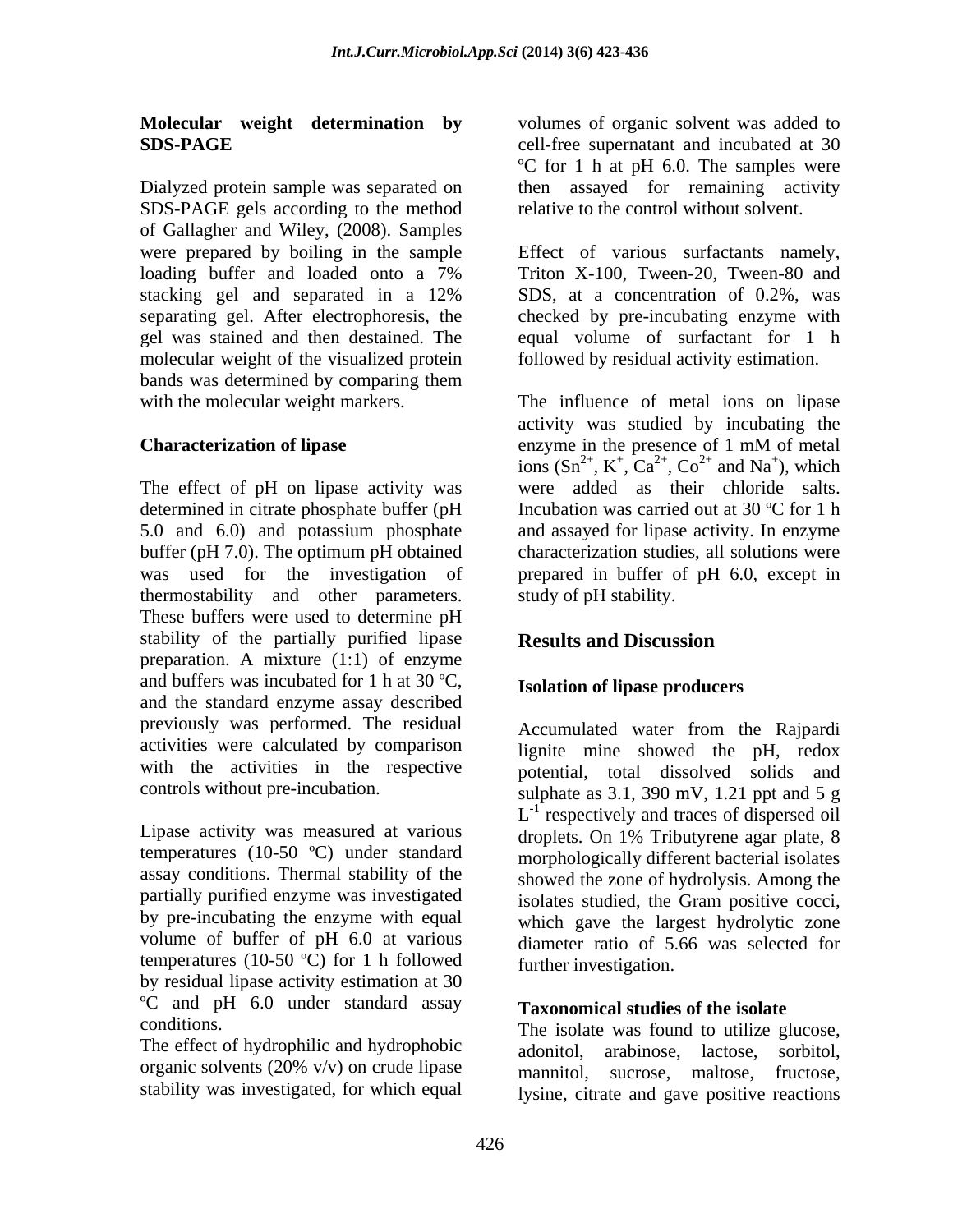**Molecular weight determination by SDS-PAGE**

Dialyzed protein sample was separated on SDS-PAGE gels according to the method of Gallagher and Wiley, (2008). Samples were prepared by boiling in the sample loading buffer and loaded onto a 7% stacking gel and separated in a 12% separating gel. After electrophoresis, the gel was stained and then destained. The molecular weight of the visualized protein bands was determined by comparing them with the molecular weight markers.

**Characterization of lipase**

The effect of pH on lipase activity was determined in citrate phosphate buffer (pH 5.0 and 6.0) and potassium phosphate buffer (pH 7.0). The optimum pH obtained was used for the investigation of thermostability and other parameters. These buffers were used to determine pH stability of the partially purified lipase preparation. A mixture (1:1) of enzyme and buffers was incubated for 1 h at 30 ºC, and the standard enzyme assay described previously was performed. The residual activities were calculated by comparison with the activities in the respective controls without pre-incubation.

Lipase activity was measured at various temperatures (10-50 ºC) under standard assay conditions. Thermal stability of the partially purified enzyme was investigated by pre-incubating the enzyme with equal volume of buffer of pH 6.0 at various temperatures (10-50 ºC) for 1 h followed by residual lipase activity estimation at 30 ºC and pH 6.0 under standard assay conditions.

The effect of hydrophilic and hydrophobic organic solvents (20% v/v) on crude lipase stability was investigated, for which equal volumes of organic solvent was added to cell-free supernatant and incubated at 30 ºC for 1 h at pH 6.0. The samples were then assayed for remaining activity relative to the control without solvent.

Effect of various surfactants namely, Triton X-100, Tween-20, Tween-80 and SDS, at a concentration of 0.2%, was checked by pre-incubating enzyme with equal volume of surfactant for 1 h followed by residual activity estimation.

The influence of metal ions on lipase activity was studied by incubating the enzyme in the presence of 1 mM of metal ions ($Sn^{2+}$, $K^{+}$, $Ca^{2+}$, $Co^{2+}$ and $Na^{+}$), which were added as their chloride salts. Incubation was carried out at 30 ºC for 1 h and assayed for lipase activity. In enzyme characterization studies, all solutions were prepared in buffer of pH 6.0, except in study of pH stability.

## Results and Discussion

**Isolation of lipase producers**

Accumulated water from the Rajpardi lignite mine showed the pH, redox potential, total dissolved solids and sulphate as 3.1, 390 mV, 1.21 ppt and 5 g $L^{-1}$ respectively and traces of dispersed oil droplets. On 1% Tributyrene agar plate, 8 morphologically different bacterial isolates showed the zone of hydrolysis. Among the isolates studied, the Gram positive cocci, which gave the largest hydrolytic zone diameter ratio of 5.66 was selected for further investigation.

**Taxonomical studies of the isolate**

The isolate was found to utilize glucose, adonitol, arabinose, lactose, sorbitol, mannitol, sucrose, maltose, fructose, lysine, citrate and gave positive reactions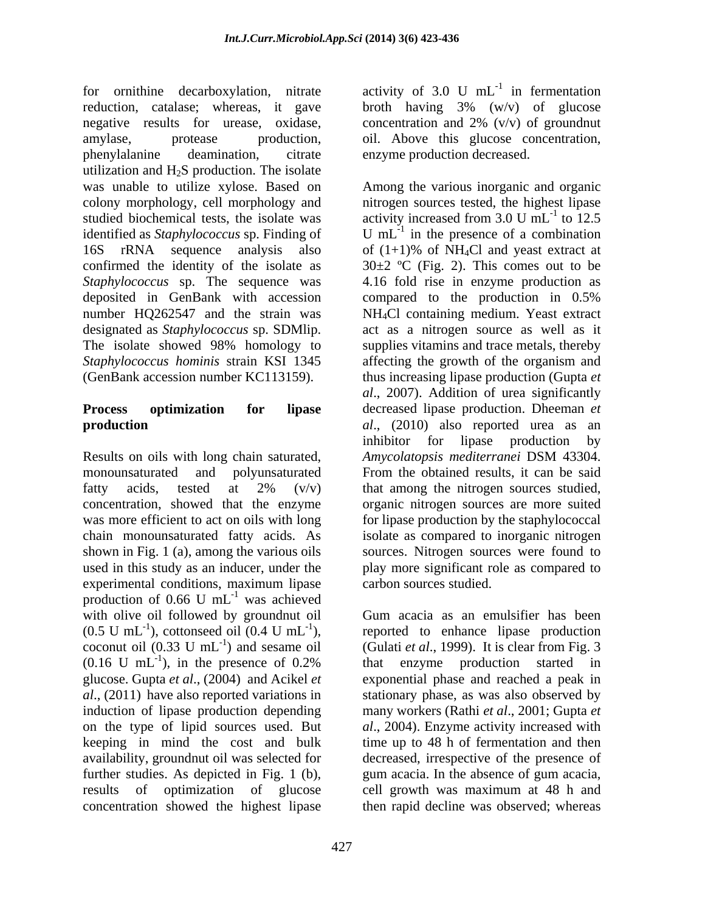for ornithine decarboxylation, nitrate reduction, catalase; whereas, it gave negative results for urease, oxidase, amylase, protease production, phenylalanine deamination, citrate utilization and $H_2S$ production. The isolate was unable to utilize xylose. Based on colony morphology, cell morphology and studied biochemical tests, the isolate was identified as *Staphylococcus* sp. Finding of 16S rRNA sequence analysis also confirmed the identity of the isolate as *Staphylococcus* sp. The sequence was deposited in GenBank with accession number HQ262547 and the strain was designated as *Staphylococcus* sp. SDMlip. The isolate showed 98% homology to *Staphylococcus hominis* strain KSI 1345 (GenBank accession number KC113159).

## Process optimization for lipase production

Results on oils with long chain saturated, monounsaturated and polyunsaturated fatty acids, tested at 2% (v/v) concentration, showed that the enzyme was more efficient to act on oils with long chain monounsaturated fatty acids. As shown in Fig. 1 (a), among the various oils used in this study as an inducer, under the experimental conditions, maximum lipase production of 0.66 U $mL^{-1}$ was achieved with olive oil followed by groundnut oil (0.5 U $mL^{-1}$), cottonseed oil (0.4 U $mL^{-1}$), coconut oil (0.33 U $mL^{-1}$) and sesame oil (0.16 U $mL^{-1}$), in the presence of 0.2% glucose. Gupta *et al*., (2004) and Acikel *et al*., (2011) have also reported variations in induction of lipase production depending on the type of lipid sources used. But keeping in mind the cost and bulk availability, groundnut oil was selected for further studies. As depicted in Fig. 1 (b), results of optimization of glucose concentration showed the highest lipase activity of 3.0 U $mL^{-1}$ in fermentation broth having 3% (w/v) of glucose concentration and 2% (v/v) of groundnut oil. Above this glucose concentration, enzyme production decreased.

Among the various inorganic and organic nitrogen sources tested, the highest lipase activity increased from 3.0 U $mL^{-1}$ to 12.5 U $mL^{-1}$ in the presence of a combination of (1+1)% of $NH_4Cl$ and yeast extract at 30±2 ºC (Fig. 2). This comes out to be 4.16 fold rise in enzyme production as compared to the production in 0.5% $NH_4Cl$ containing medium. Yeast extract act as a nitrogen source as well as it supplies vitamins and trace metals, thereby affecting the growth of the organism and thus increasing lipase production (Gupta *et al*., 2007). Addition of urea significantly decreased lipase production. Dheeman *et al*., (2010) also reported urea as an inhibitor for lipase production by *Amycolatopsis mediterranei* DSM 43304. From the obtained results, it can be said that among the nitrogen sources studied, organic nitrogen sources are more suited for lipase production by the staphylococcal isolate as compared to inorganic nitrogen sources. Nitrogen sources were found to play more significant role as compared to carbon sources studied.

Gum acacia as an emulsifier has been reported to enhance lipase production (Gulati *et al*., 1999). It is clear from Fig. 3 that enzyme production started in exponential phase and reached a peak in stationary phase, as was also observed by many workers (Rathi *et al*., 2001; Gupta *et al*., 2004). Enzyme activity increased with time up to 48 h of fermentation and then decreased, irrespective of the presence of gum acacia. In the absence of gum acacia, cell growth was maximum at 48 h and then rapid decline was observed; whereas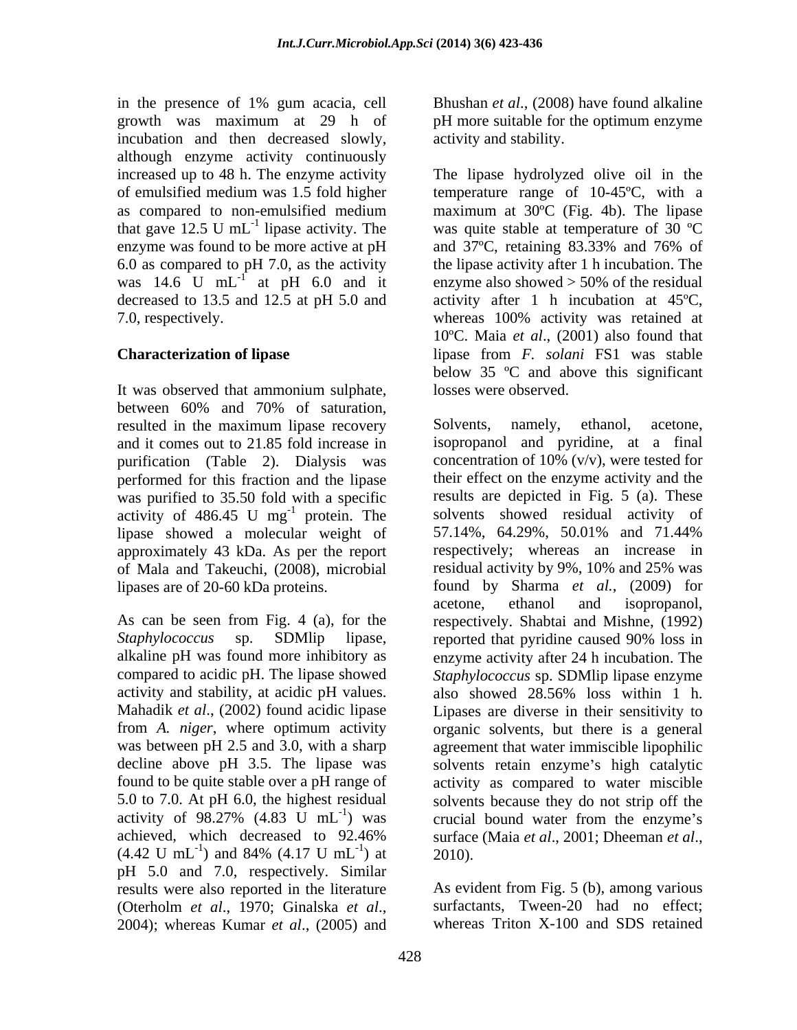in the presence of 1% gum acacia, cell growth was maximum at 29 h of incubation and then decreased slowly, although enzyme activity continuously increased up to 48 h. The enzyme activity of emulsified medium was 1.5 fold higher as compared to non-emulsified medium that gave 12.5 U $mL^{-1}$ lipase activity. The enzyme was found to be more active at pH 6.0 as compared to pH 7.0, as the activity was 14.6 U $mL^{-1}$ at pH 6.0 and it decreased to 13.5 and 12.5 at pH 5.0 and 7.0, respectively.

## Characterization of lipase

It was observed that ammonium sulphate, between 60% and 70% of saturation, resulted in the maximum lipase recovery and it comes out to 21.85 fold increase in purification (Table 2). Dialysis was performed for this fraction and the lipase was purified to 35.50 fold with a specific activity of 486.45 U $mg^{-1}$ protein. The lipase showed a molecular weight of approximately 43 kDa. As per the report of Mala and Takeuchi, (2008), microbial lipases are of 20-60 kDa proteins.

As can be seen from Fig. 4 (a), for the *Staphylococcus* sp. SDMlip lipase, alkaline pH was found more inhibitory as compared to acidic pH. The lipase showed activity and stability, at acidic pH values. Mahadik *et al*., (2002) found acidic lipase from *A. niger*, where optimum activity was between pH 2.5 and 3.0, with a sharp decline above pH 3.5. The lipase was found to be quite stable over a pH range of 5.0 to 7.0. At pH 6.0, the highest residual activity of 98.27% (4.83 U $mL^{-1}$) was achieved, which decreased to 92.46% (4.42 U $mL^{-1}$) and 84% (4.17 U $mL^{-1}$) at pH 5.0 and 7.0, respectively. Similar results were also reported in the literature (Oterholm *et al*., 1970; Ginalska *et al*., 2004); whereas Kumar *et al*., (2005) and Bhushan *et al*., (2008) have found alkaline pH more suitable for the optimum enzyme activity and stability.

The lipase hydrolyzed olive oil in the temperature range of 10-45ºC, with a maximum at 30ºC (Fig. 4b). The lipase was quite stable at temperature of 30 ºC and 37ºC, retaining 83.33% and 76% of the lipase activity after 1 h incubation. The enzyme also showed > 50% of the residual activity after 1 h incubation at 45ºC, whereas 100% activity was retained at 10ºC. Maia *et al*., (2001) also found that lipase from *F. solani* FS1 was stable below 35 ºC and above this significant losses were observed.

Solvents, namely, ethanol, acetone, isopropanol and pyridine, at a final concentration of 10% (v/v), were tested for their effect on the enzyme activity and the results are depicted in Fig. 5 (a). These solvents showed residual activity of 57.14%, 64.29%, 50.01% and 71.44% respectively; whereas an increase in residual activity by 9%, 10% and 25% was found by Sharma *et al.*, (2009) for acetone, ethanol and isopropanol, respectively. Shabtai and Mishne, (1992) reported that pyridine caused 90% loss in enzyme activity after 24 h incubation. The *Staphylococcus* sp. SDMlip lipase enzyme also showed 28.56% loss within 1 h. Lipases are diverse in their sensitivity to organic solvents, but there is a general agreement that water immiscible lipophilic solvents retain enzyme's high catalytic activity as compared to water miscible solvents because they do not strip off the crucial bound water from the enzyme's surface (Maia *et al*., 2001; Dheeman *et al*., 2010).

As evident from Fig. 5 (b), among various surfactants, Tween-20 had no effect; whereas Triton X-100 and SDS retained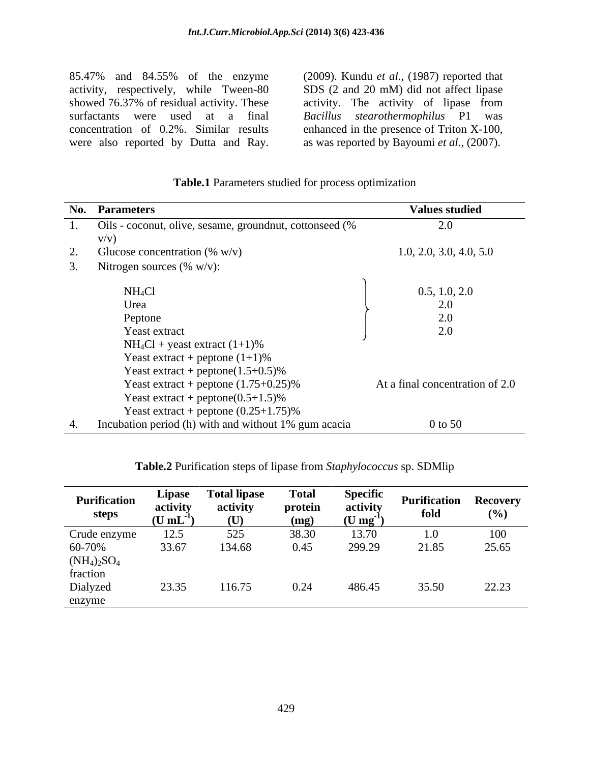85.47% and 84.55% of the enzyme activity, respectively, while Tween-80 showed 76.37% of residual activity. These surfactants were used at a final concentration of 0.2%. Similar results were also reported by Dutta and Ray. (2009). Kundu *et al*., (1987) reported that SDS (2 and 20 mM) did not affect lipase activity. The activity of lipase from *Bacillus stearothermophilus* P1 was enhanced in the presence of Triton X-100, as was reported by Bayoumi *et al*., (2007).

**Table.1** Parameters studied for process optimization

| No. | Parameters | Values studied |
|---|---|---|
| 1. | Oils - coconut, olive, sesame, groundnut, cottonseed (% v/v) | 2.0 |
| 2. | Glucose concentration (% w/v) | 1.0, 2.0, 3.0, 4.0, 5.0 |
| 3. | Nitrogen sources (% w/v): | |
| | $NH_4Cl$ | 0.5, 1.0, 2.0 |
| | Urea | 2.0 |
| | Peptone | 2.0 |
| | Yeast extract | 2.0 |
| | $NH_4Cl$ + yeast extract (1+1)% | At a final concentration of 2.0 |
| | Yeast extract + peptone (1+1)% | |
| | Yeast extract + peptone(1.5+0.5)% | |
| | Yeast extract + peptone (1.75+0.25)% | |
| | Yeast extract + peptone(0.5+1.5)% | |
| | Yeast extract + peptone (0.25+1.75)% | |
| 4. | Incubation period (h) with and without 1% gum acacia | 0 to 50 |

**Table.2** Purification steps of lipase from *Staphylococcus* sp. SDMlip

| Purification steps | Lipase activity ($U\ mL^{-1}$) | Total lipase activity (U) | Total protein (mg) | Specific activity ($U\ mg^{-1}$) | Purification fold | Recovery (%) |
|---|---|---|---|---|---|---|
| Crude enzyme | 12.5 | 525 | 38.30 | 13.70 | 1.0 | 100 |
| 60-70% $(NH_4)_2SO_4$ fraction | 33.67 | 134.68 | 0.45 | 299.29 | 21.85 | 25.65 |
| Dialyzed enzyme | 23.35 | 116.75 | 0.24 | 486.45 | 35.50 | 22.23 |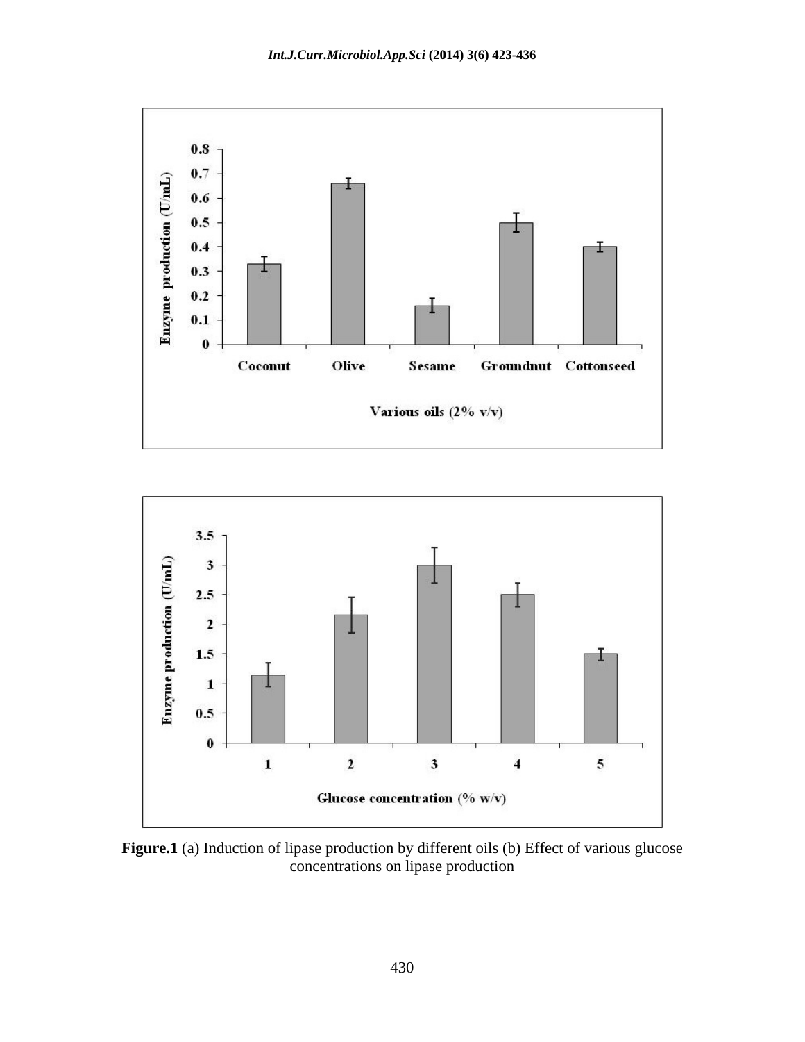**Figure.1** (a) Induction of lipase production by different oils (b) Effect of various glucose concentrations on lipase production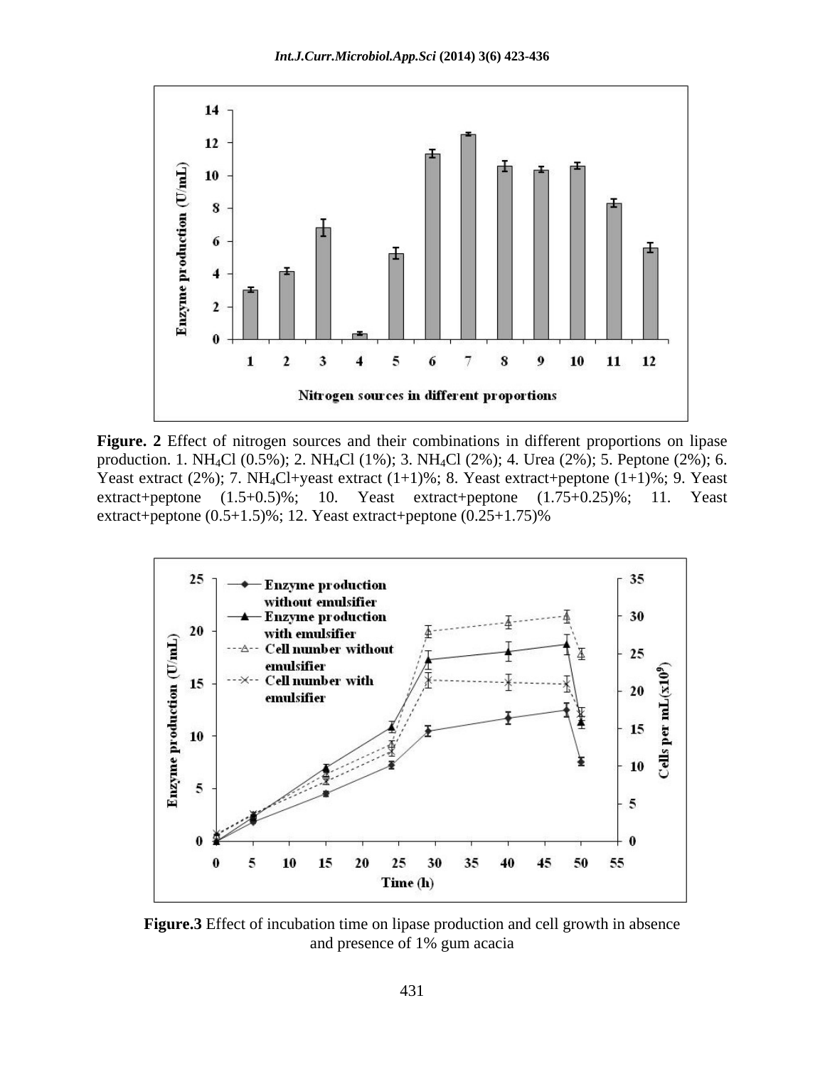**Figure. 2** Effect of nitrogen sources and their combinations in different proportions on lipase production. 1. $NH_4Cl$ (0.5%); 2. $NH_4Cl$ (1%); 3. $NH_4Cl$ (2%); 4. Urea (2%); 5. Peptone (2%); 6. Yeast extract (2%); 7. $NH_4Cl$+yeast extract (1+1)%; 8. Yeast extract+peptone (1+1)%; 9. Yeast extract+peptone (1.5+0.5)%; 10. Yeast extract+peptone (1.75+0.25)%; 11. Yeast extract+peptone (0.5+1.5)%; 12. Yeast extract+peptone (0.25+1.75)%

**Figure.3** Effect of incubation time on lipase production and cell growth in absence and presence of 1% gum acacia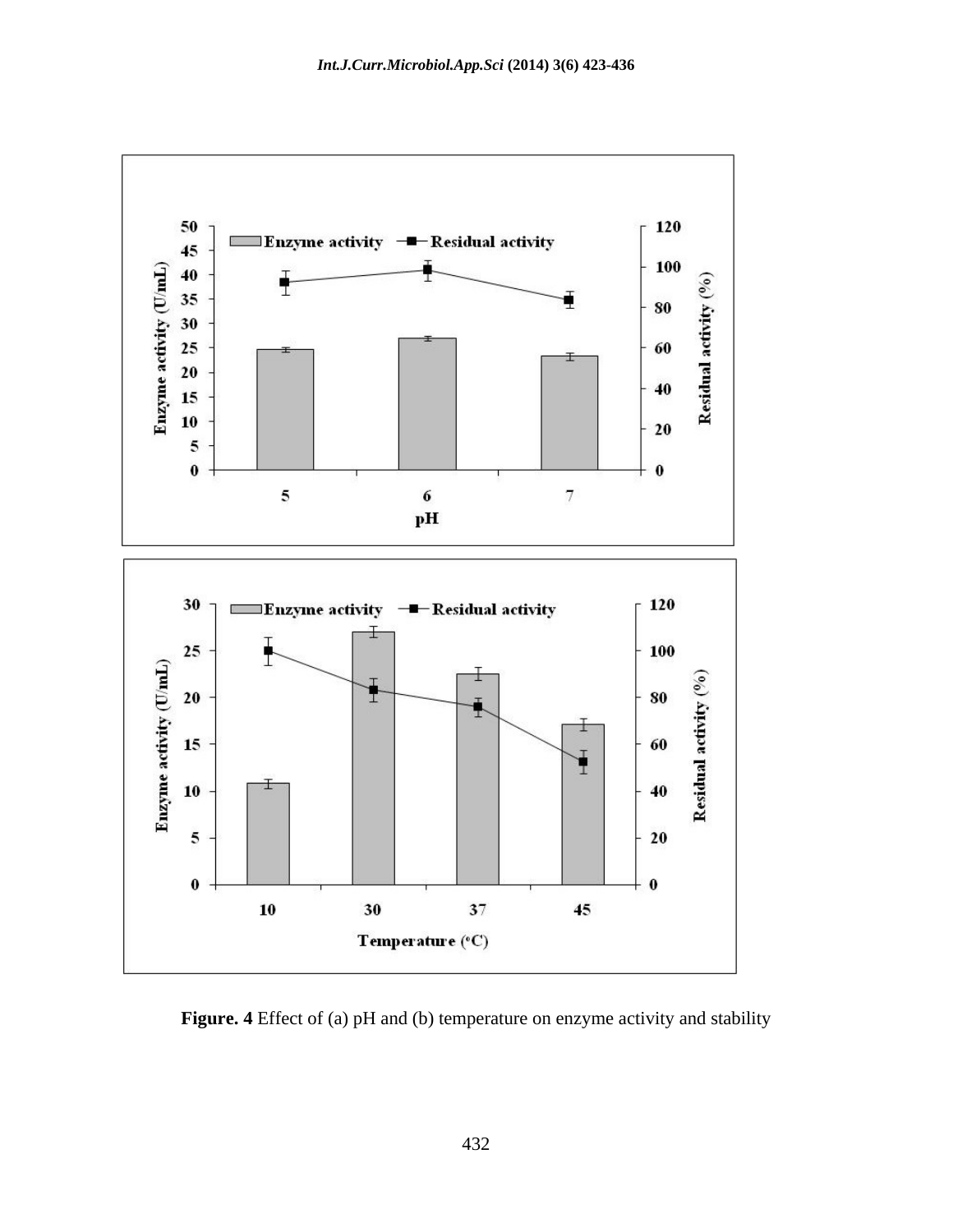**Figure. 4** Effect of (a) pH and (b) temperature on enzyme activity and stability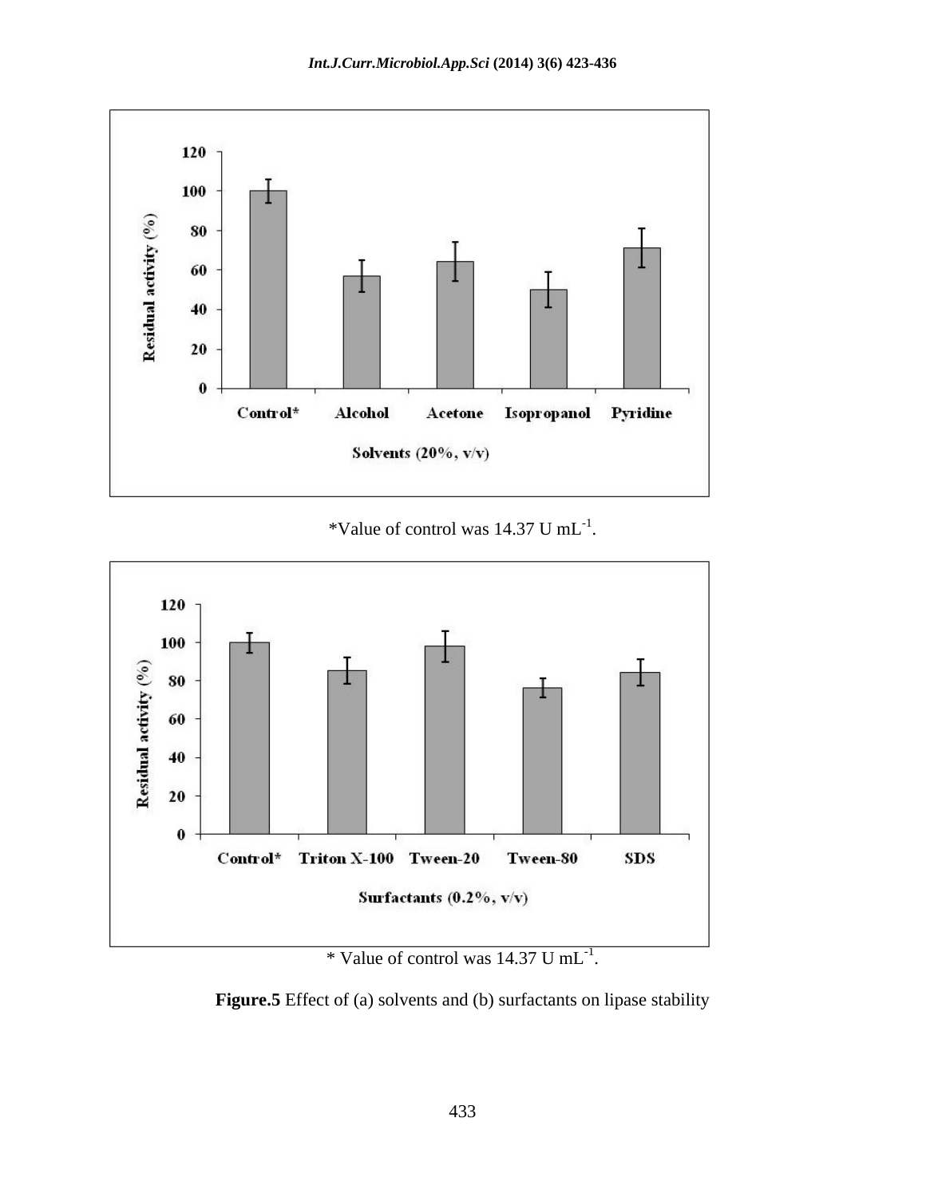*Value of control was 14.37 U $mL^{-1}$.

* Value of control was 14.37 U $mL^{-1}$.

**Figure.5** Effect of (a) solvents and (b) surfactants on lipase stability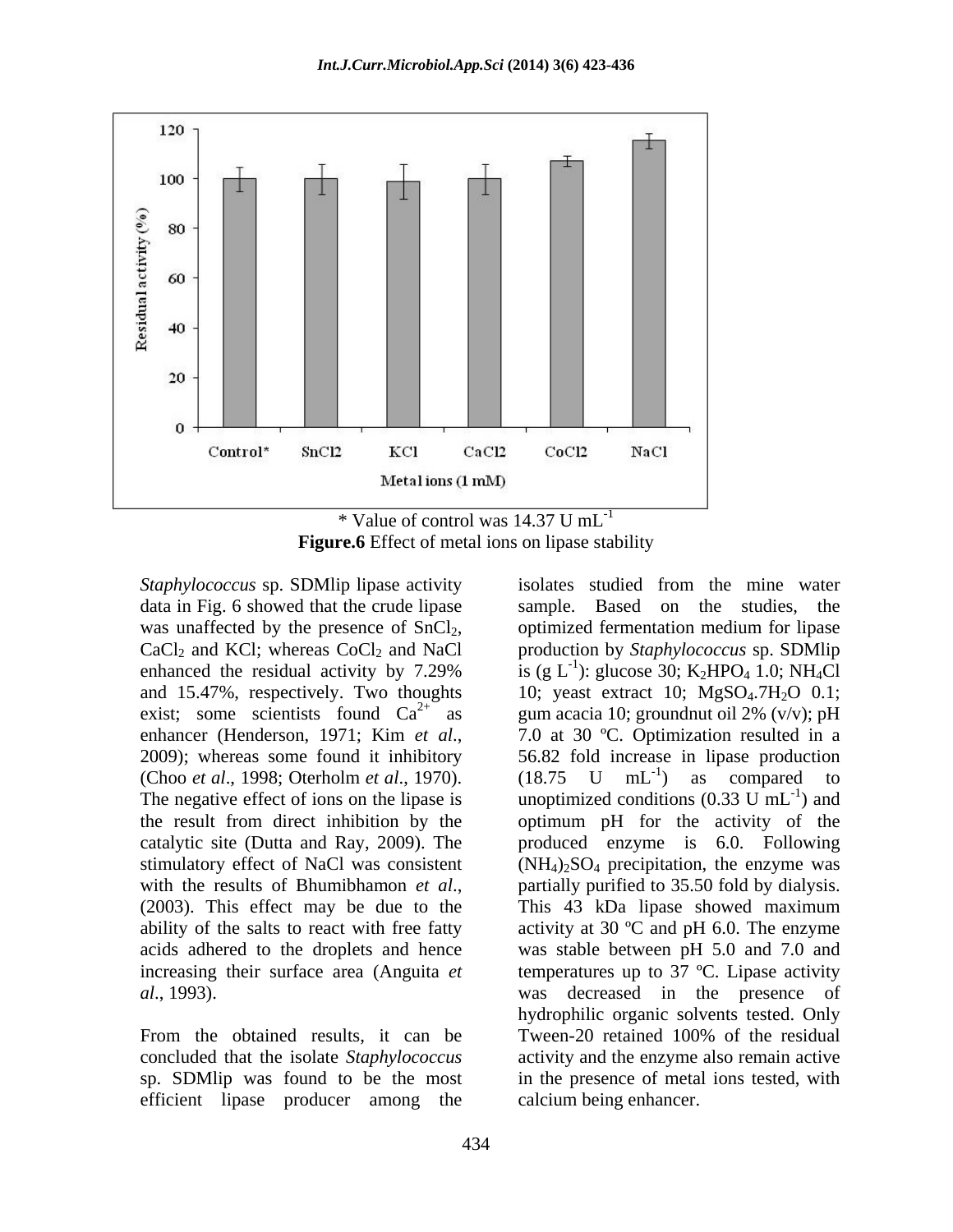\* Value of control was 14.37 U $mL^{-1}$

**Figure.6** Effect of metal ions on lipase stability

*Staphylococcus* sp. SDMlip lipase activity data in Fig. 6 showed that the crude lipase was unaffected by the presence of $SnCl_2$, $CaCl_2$ and KCl; whereas $CoCl_2$ and NaCl enhanced the residual activity by 7.29% and 15.47%, respectively. Two thoughts exist; some scientists found $Ca^{2+}$ as enhancer (Henderson, 1971; Kim *et al*., 2009); whereas some found it inhibitory (Choo *et al*., 1998; Oterholm *et al*., 1970). The negative effect of ions on the lipase is the result from direct inhibition by the catalytic site (Dutta and Ray, 2009). The stimulatory effect of NaCl was consistent with the results of Bhumibhamon *et al*., (2003). This effect may be due to the ability of the salts to react with free fatty acids adhered to the droplets and hence increasing their surface area (Anguita *et al*., 1993).

From the obtained results, it can be concluded that the isolate *Staphylococcus* sp. SDMlip was found to be the most efficient lipase producer among the isolates studied from the mine water sample. Based on the studies, the optimized fermentation medium for lipase production by *Staphylococcus* sp. SDMlip is (g $L^{-1}$): glucose 30; $K_2HPO_4$ 1.0; $NH_4Cl$ 10; yeast extract 10; $MgSO_4.7H_2O$ 0.1; gum acacia 10; groundnut oil 2% (v/v); pH 7.0 at 30 ºC. Optimization resulted in a 56.82 fold increase in lipase production (18.75 U $mL^{-1}$) as compared to unoptimized conditions (0.33 U $mL^{-1}$) and optimum pH for the activity of the produced enzyme is 6.0. Following $(NH_4)_2SO_4$ precipitation, the enzyme was partially purified to 35.50 fold by dialysis. This 43 kDa lipase showed maximum activity at 30 ºC and pH 6.0. The enzyme was stable between pH 5.0 and 7.0 and temperatures up to 37 ºC. Lipase activity was decreased in the presence of hydrophilic organic solvents tested. Only Tween-20 retained 100% of the residual activity and the enzyme also remain active in the presence of metal ions tested, with calcium being enhancer.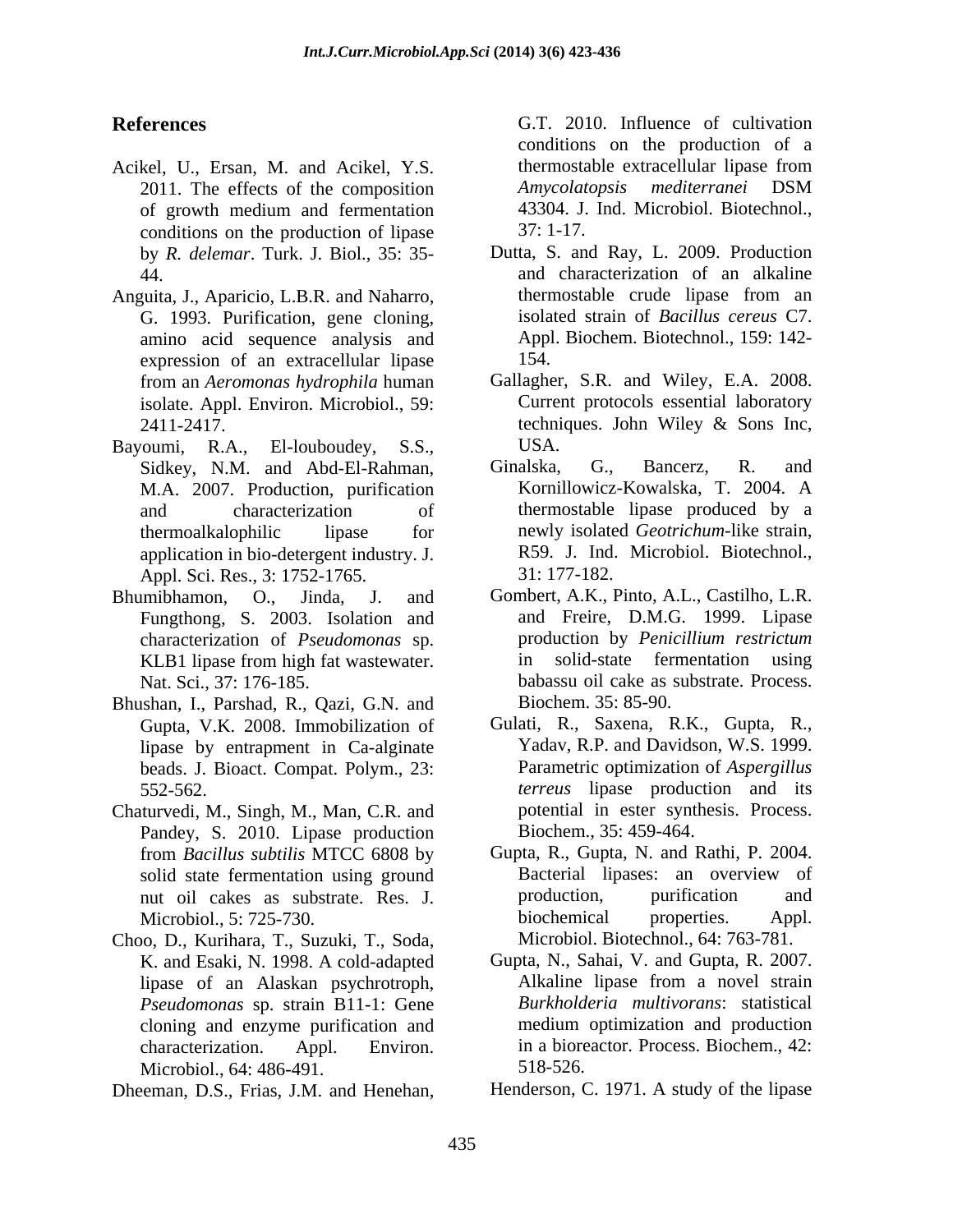## References

Acikel, U., Ersan, M. and Acikel, Y.S. 2011. The effects of the composition of growth medium and fermentation conditions on the production of lipase by *R. delemar*. Turk. J. Biol., 35: 35-44.

Anguita, J., Aparicio, L.B.R. and Naharro, G. 1993. Purification, gene cloning, amino acid sequence analysis and expression of an extracellular lipase from an *Aeromonas hydrophila* human isolate. Appl. Environ. Microbiol., 59: 2411-2417.

Bayoumi, R.A., El-louboudey, S.S., Sidkey, N.M. and Abd-El-Rahman, M.A. 2007. Production, purification and characterization of thermoalkalophilic lipase for application in bio-detergent industry. J. Appl. Sci. Res., 3: 1752-1765.

Bhumibhamon, O., Jinda, J. and Fungthong, S. 2003. Isolation and characterization of *Pseudomonas* sp. KLB1 lipase from high fat wastewater. Nat. Sci., 37: 176-185.

Bhushan, I., Parshad, R., Qazi, G.N. and Gupta, V.K. 2008. Immobilization of lipase by entrapment in Ca-alginate beads. J. Bioact. Compat. Polym., 23: 552-562.

Chaturvedi, M., Singh, M., Man, C.R. and Pandey, S. 2010. Lipase production from *Bacillus subtilis* MTCC 6808 by solid state fermentation using ground nut oil cakes as substrate. Res. J. Microbiol., 5: 725-730.

Choo, D., Kurihara, T., Suzuki, T., Soda, K. and Esaki, N. 1998. A cold-adapted lipase of an Alaskan psychrotroph, *Pseudomonas* sp. strain B11-1: Gene cloning and enzyme purification and characterization. Appl. Environ. Microbiol., 64: 486-491.

Dheeman, D.S., Frias, J.M. and Henehan, G.T. 2010. Influence of cultivation conditions on the production of a thermostable extracellular lipase from *Amycolatopsis mediterranei* DSM 43304. J. Ind. Microbiol. Biotechnol., 37: 1-17.

Dutta, S. and Ray, L. 2009. Production and characterization of an alkaline thermostable crude lipase from an isolated strain of *Bacillus cereus* C7. Appl. Biochem. Biotechnol., 159: 142-154.

Gallagher, S.R. and Wiley, E.A. 2008. Current protocols essential laboratory techniques. John Wiley & Sons Inc, USA.

Ginalska, G., Bancerz, R. and Kornillowicz-Kowalska, T. 2004. A thermostable lipase produced by a newly isolated *Geotrichum*-like strain, R59. J. Ind. Microbiol. Biotechnol., 31: 177-182.

Gombert, A.K., Pinto, A.L., Castilho, L.R. and Freire, D.M.G. 1999. Lipase production by *Penicillium restrictum* in solid-state fermentation using babassu oil cake as substrate. Process. Biochem. 35: 85-90.

Gulati, R., Saxena, R.K., Gupta, R., Yadav, R.P. and Davidson, W.S. 1999. Parametric optimization of *Aspergillus terreus* lipase production and its potential in ester synthesis. Process. Biochem., 35: 459-464.

Gupta, R., Gupta, N. and Rathi, P. 2004. Bacterial lipases: an overview of production, purification and biochemical properties. Appl. Microbiol. Biotechnol., 64: 763-781.

Gupta, N., Sahai, V. and Gupta, R. 2007. Alkaline lipase from a novel strain *Burkholderia multivorans*: statistical medium optimization and production in a bioreactor. Process. Biochem., 42: 518-526.

Henderson, C. 1971. A study of the lipase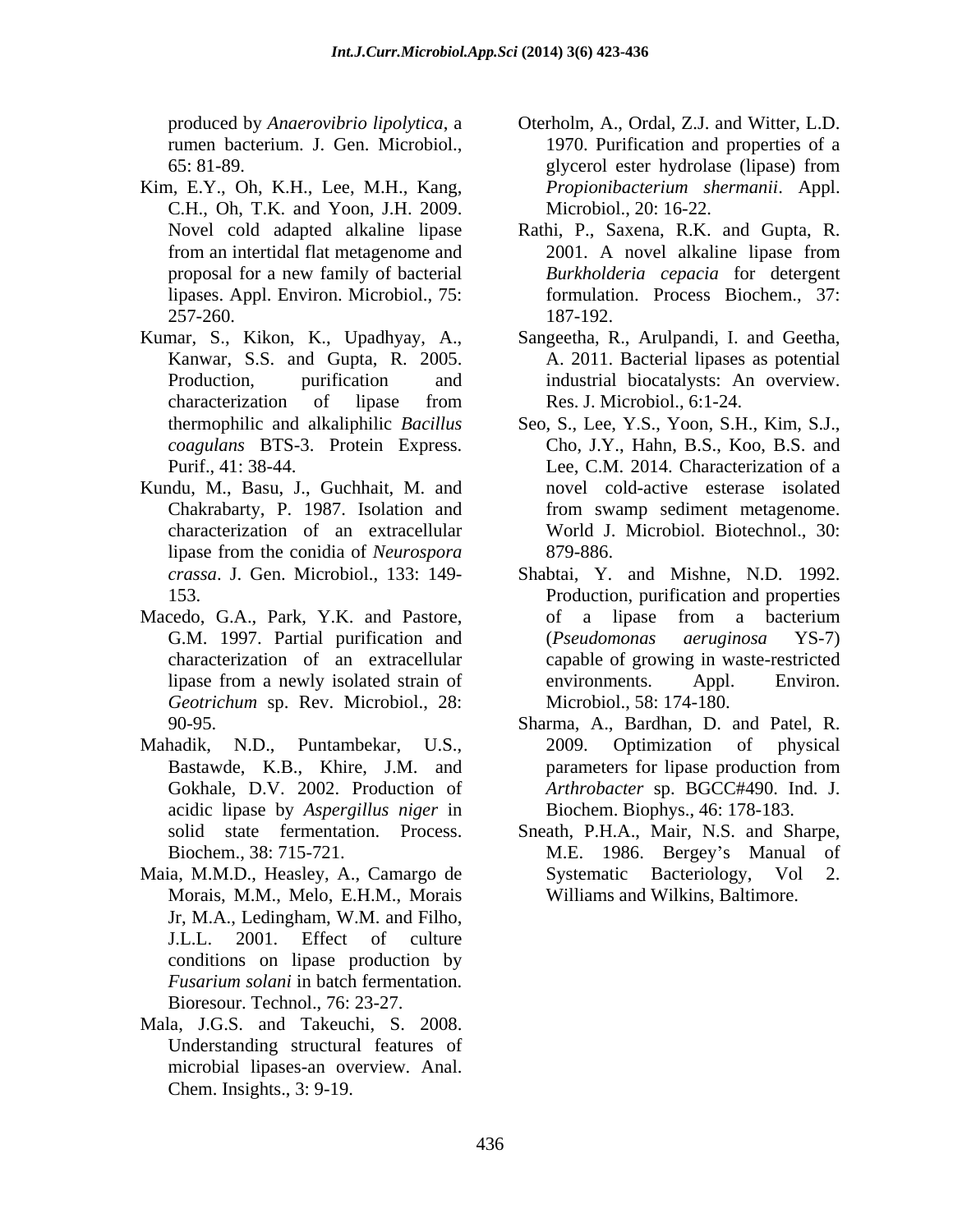produced by *Anaerovibrio lipolytica*, a rumen bacterium. J. Gen. Microbiol., 65: 81-89.

Kim, E.Y., Oh, K.H., Lee, M.H., Kang, C.H., Oh, T.K. and Yoon, J.H. 2009. Novel cold adapted alkaline lipase from an intertidal flat metagenome and proposal for a new family of bacterial lipases. Appl. Environ. Microbiol., 75: 257-260.

Kumar, S., Kikon, K., Upadhyay, A., Kanwar, S.S. and Gupta, R. 2005. Production, purification and characterization of lipase from thermophilic and alkaliphilic *Bacillus coagulans* BTS-3. Protein Express. Purif., 41: 38-44.

Kundu, M., Basu, J., Guchhait, M. and Chakrabarty, P. 1987. Isolation and characterization of an extracellular lipase from the conidia of *Neurospora crassa*. J. Gen. Microbiol., 133: 149-153.

Macedo, G.A., Park, Y.K. and Pastore, G.M. 1997. Partial purification and characterization of an extracellular lipase from a newly isolated strain of *Geotrichum* sp. Rev. Microbiol., 28: 90-95.

Mahadik, N.D., Puntambekar, U.S., Bastawde, K.B., Khire, J.M. and Gokhale, D.V. 2002. Production of acidic lipase by *Aspergillus niger* in solid state fermentation. Process. Biochem., 38: 715-721.

Maia, M.M.D., Heasley, A., Camargo de Morais, M.M., Melo, E.H.M., Morais Jr, M.A., Ledingham, W.M. and Filho, J.L.L. 2001. Effect of culture conditions on lipase production by *Fusarium solani* in batch fermentation. Bioresour. Technol., 76: 23-27.

Mala, J.G.S. and Takeuchi, S. 2008. Understanding structural features of microbial lipases-an overview. Anal. Chem. Insights., 3: 9-19.

Oterholm, A., Ordal, Z.J. and Witter, L.D. 1970. Purification and properties of a glycerol ester hydrolase (lipase) from *Propionibacterium shermanii*. Appl. Microbiol., 20: 16-22.

Rathi, P., Saxena, R.K. and Gupta, R. 2001. A novel alkaline lipase from *Burkholderia cepacia* for detergent formulation. Process Biochem., 37: 187-192.

Sangeetha, R., Arulpandi, I. and Geetha, A. 2011. Bacterial lipases as potential industrial biocatalysts: An overview. Res. J. Microbiol., 6:1-24.

Seo, S., Lee, Y.S., Yoon, S.H., Kim, S.J., Cho, J.Y., Hahn, B.S., Koo, B.S. and Lee, C.M. 2014. Characterization of a novel cold-active esterase isolated from swamp sediment metagenome. World J. Microbiol. Biotechnol., 30: 879-886.

Shabtai, Y. and Mishne, N.D. 1992. Production, purification and properties of a lipase from a bacterium (*Pseudomonas aeruginosa* YS-7) capable of growing in waste-restricted environments. Appl. Environ. Microbiol., 58: 174-180.

Sharma, A., Bardhan, D. and Patel, R. 2009. Optimization of physical parameters for lipase production from *Arthrobacter* sp. BGCC#490. Ind. J. Biochem. Biophys., 46: 178-183.

Sneath, P.H.A., Mair, N.S. and Sharpe, M.E. 1986. Bergey's Manual of Systematic Bacteriology, Vol 2. Williams and Wilkins, Baltimore.